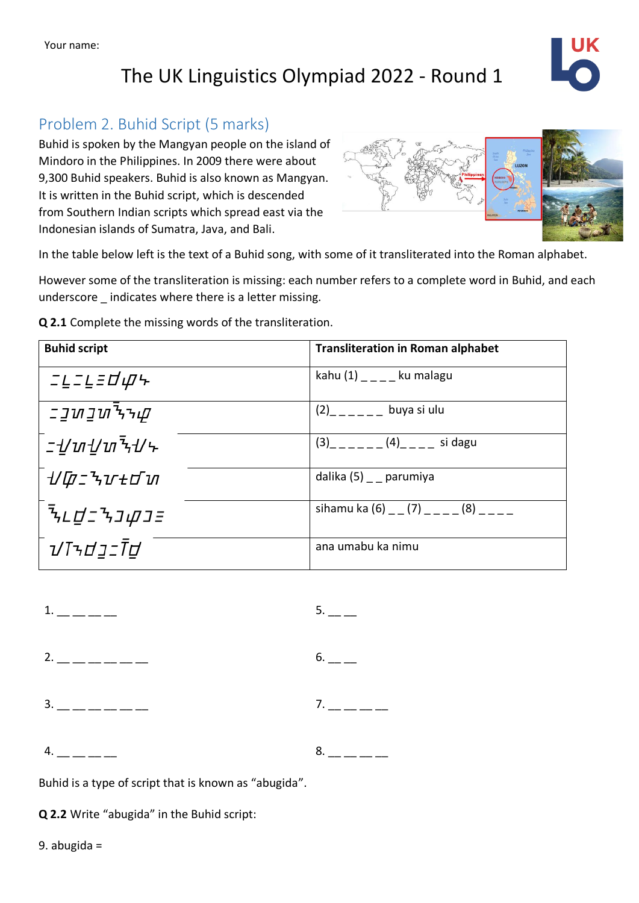Your name:

# The UK Linguistics Olympiad 2022 - Round 1

## Problem 2. Buhid Script (5 marks)

Buhid is spoken by the Mangyan people on the island of Mindoro in the Philippines. In 2009 there were about 9,300 Buhid speakers. Buhid is also known as Mangyan. It is written in the Buhid script, which is descended from Southern Indian scripts which spread east via the Indonesian islands of Sumatra, Java, and Bali.

In the table below left is the text of a Buhid song, with some of it transliterated into the Roman alphabet.

However some of the transliteration is missing: each number refers to a complete word in Buhid, and each underscore _ indicates where there is a letter missing.

**Q 2.1** Complete the missing words of the transliteration.

| Buhid script | Transliteration in Roman alphabet |
|---|---|
| | kahu (1) _ _ _ _ ku malagu |
| | (2)_ _ _ _ _ _ buya si ulu |
| | (3)_ _ _ _ _ _ (4)_ _ _ _ si dagu |
| | dalika (5) _ _ parumiya |
| | sihamu ka (6) _ _ (7) _ _ _ _ (8) _ _ _ _ |
| | ana umabu ka nimu |

1. __ __ __ __

2. __ __ __ __ __ __

3. __ __ __ __ __ __

4. __ __ __ __

5. __ __

6. __ __

7. __ __ __ __

8. __ __ __ __

Buhid is a type of script that is known as “abugida”.

**Q 2.2** Write “abugida” in the Buhid script:

9. abugida =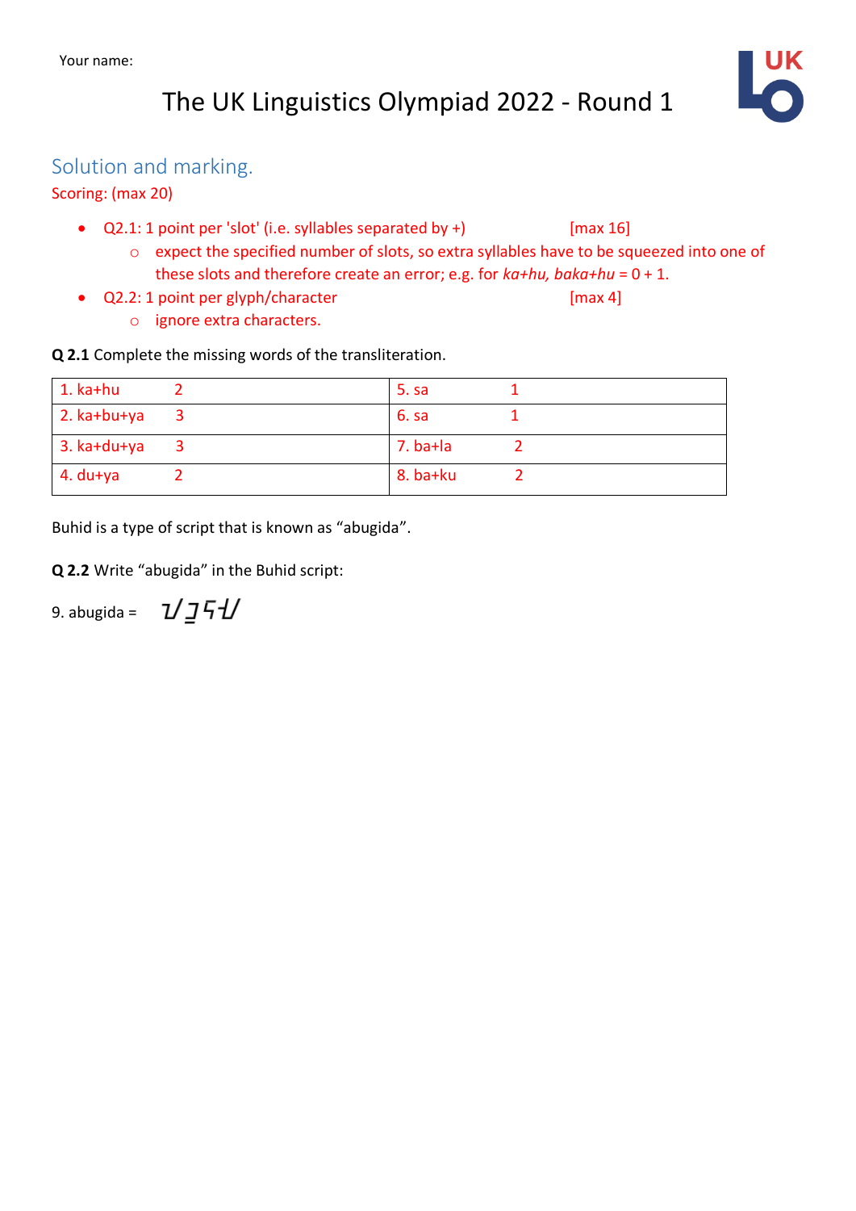Your name:

# The UK Linguistics Olympiad 2022 - Round 1

## Solution and marking.

Scoring: (max 20)

- Q2.1: 1 point per 'slot' (i.e. syllables separated by +) [max 16]
  - expect the specified number of slots, so extra syllables have to be squeezed into one of these slots and therefore create an error; e.g. for *ka+hu, baka+hu* = 0 + 1.
- Q2.2: 1 point per glyph/character [max 4]
  - ignore extra characters.

**Q 2.1** Complete the missing words of the transliteration.

| | |
|---|---|
| 1. ka+hu 2 | 5. sa 1 |
| 2. ka+bu+ya 3 | 6. sa 1 |
| 3. ka+du+ya 3 | 7. ba+la 2 |
| 4. du+ya 2 | 8. ba+ku 2 |

Buhid is a type of script that is known as "abugida".

**Q 2.2** Write "abugida" in the Buhid script:

9. abugida = ᝀᝊᝓᝄᝒᝇ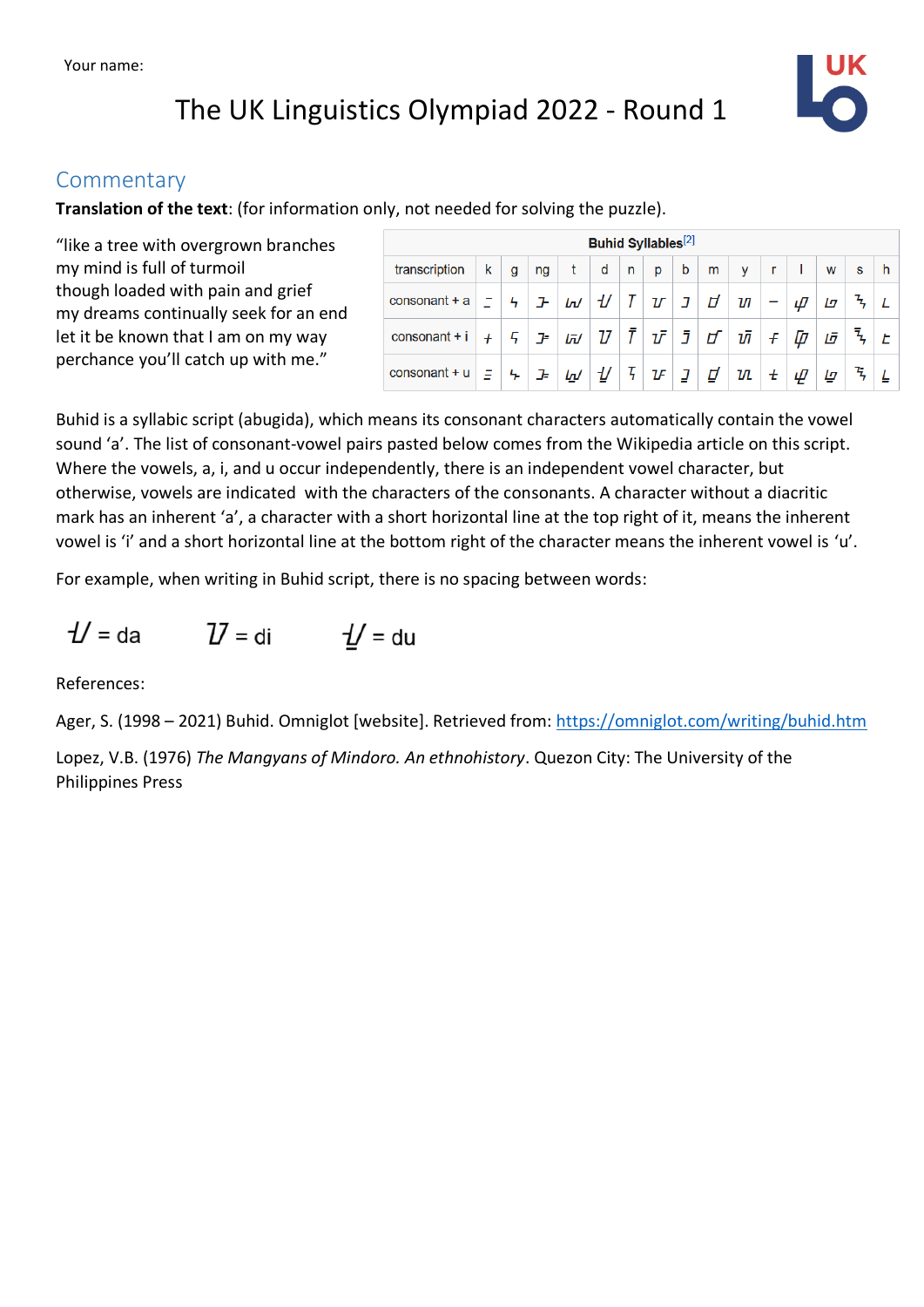## Commentary

**Translation of the text**: (for information only, not needed for solving the puzzle).

"like a tree with overgrown branches
my mind is full of turmoil
though loaded with pain and grief
my dreams continually seek for an end
let it be known that I am on my way
perchance you'll catch up with me."

**Buhid Syllables**[2]

| transcription | k | g | ng | t | d | n | p | b | m | y | r | l | w | s | h |
|---|---|---|---|---|---|---|---|---|---|---|---|---|---|---|---|
| consonant + a | ᝃ | ᝄ | ᝅ | ᝆ | ᝇ | ᝈ | ᝉ | ᝊ | ᝋ | ᝌ | ᝍ | ᝎ | ᝏ | ᝐ | ᝑ |
| consonant + i | ᝃᝒ | ᝄᝒ | ᝅᝒ | ᝆᝒ | ᝇᝒ | ᝈᝒ | ᝉᝒ | ᝊᝒ | ᝋᝒ | ᝌᝒ | ᝍᝒ | ᝎᝒ | ᝏᝒ | ᝐᝒ | ᝑᝒ |
| consonant + u | ᝃᝓ | ᝄᝓ | ᝅᝓ | ᝆᝓ | ᝇᝓ | ᝈᝓ | ᝉᝓ | ᝊᝓ | ᝋᝓ | ᝌᝓ | ᝍᝓ | ᝎᝓ | ᝏᝓ | ᝐᝓ | ᝑᝓ |

Buhid is a syllabic script (abugida), which means its consonant characters automatically contain the vowel sound 'a'. The list of consonant-vowel pairs pasted below comes from the Wikipedia article on this script. Where the vowels, a, i, and u occur independently, there is an independent vowel character, but otherwise, vowels are indicated with the characters of the consonants. A character without a diacritic mark has an inherent 'a', a character with a short horizontal line at the top right of it, means the inherent vowel is 'i' and a short horizontal line at the bottom right of the character means the inherent vowel is 'u'.

For example, when writing in Buhid script, there is no spacing between words:

ᝇ = da    ᝇᝒ = di    ᝇᝓ = du

References:

Ager, S. (1998 – 2021) Buhid. Omniglot [website]. Retrieved from: https://omniglot.com/writing/buhid.htm

Lopez, V.B. (1976) *The Mangyans of Mindoro. An ethnohistory*. Quezon City: The University of the Philippines Press